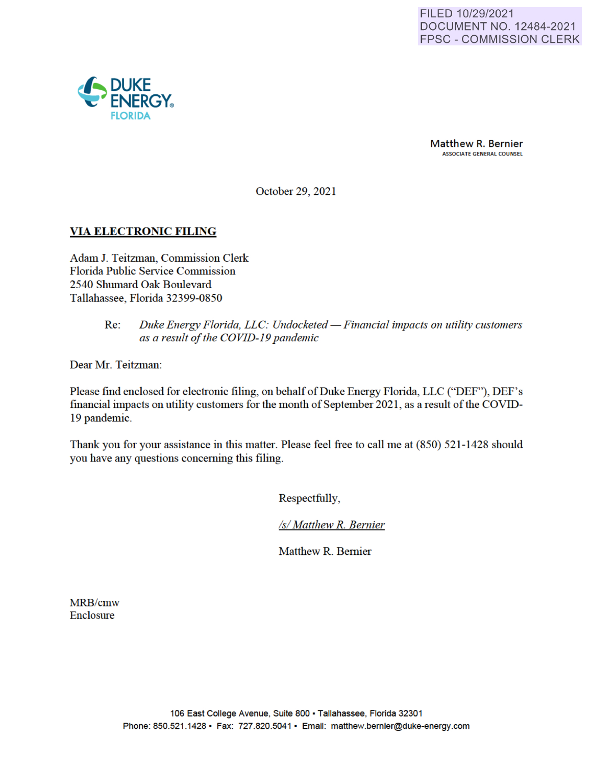FILED 10/29/2021
DOCUMENT NO. 12484-2021
FPSC - COMMISSION CLERK

DUKE ENERGY®
FLORIDA

**Matthew R. Bernier**
ASSOCIATE GENERAL COUNSEL

October 29, 2021

**VIA ELECTRONIC FILING**

Adam J. Teitzman, Commission Clerk
Florida Public Service Commission
2540 Shumard Oak Boulevard
Tallahassee, Florida 32399-0850

Re: *Duke Energy Florida, LLC: Undocketed — Financial impacts on utility customers as a result of the COVID-19 pandemic*

Dear Mr. Teitzman:

Please find enclosed for electronic filing, on behalf of Duke Energy Florida, LLC ("DEF"), DEF's financial impacts on utility customers for the month of September 2021, as a result of the COVID-19 pandemic.

Thank you for your assistance in this matter. Please feel free to call me at (850) 521-1428 should you have any questions concerning this filing.

Respectfully,

*/s/ Matthew R. Bernier*

Matthew R. Bernier

MRB/cmw
Enclosure

106 East College Avenue, Suite 800 ▪ Tallahassee, Florida 32301
Phone: 850.521.1428 ▪ Fax: 727.820.5041 ▪ Email: matthew.bernier@duke-energy.com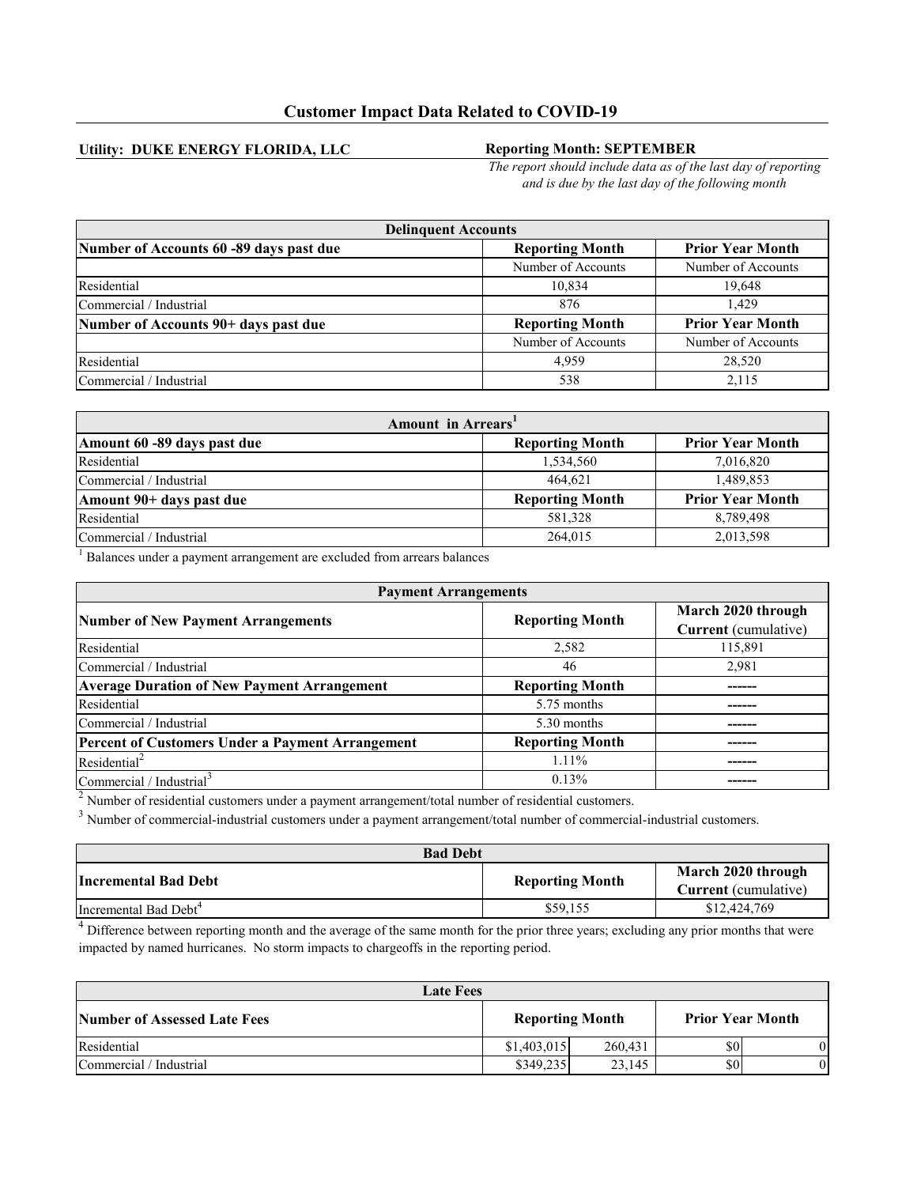## Customer Impact Data Related to COVID-19

**Utility: DUKE ENERGY FLORIDA, LLC**

**Reporting Month: SEPTEMBER**

*The report should include data as of the last day of reporting and is due by the last day of the following month*

| Delinquent Accounts | | |
|---|---|---|
| **Number of Accounts 60 -89 days past due** | **Reporting Month** | **Prior Year Month** |
| | Number of Accounts | Number of Accounts |
| Residential | 10,834 | 19,648 |
| Commercial / Industrial | 876 | 1,429 |
| **Number of Accounts 90+ days past due** | **Reporting Month** | **Prior Year Month** |
| | Number of Accounts | Number of Accounts |
| Residential | 4,959 | 28,520 |
| Commercial / Industrial | 538 | 2,115 |

| Amount in Arrears[1] | | |
|---|---|---|
| **Amount 60 -89 days past due** | **Reporting Month** | **Prior Year Month** |
| Residential | 1,534,560 | 7,016,820 |
| Commercial / Industrial | 464,621 | 1,489,853 |
| **Amount 90+ days past due** | **Reporting Month** | **Prior Year Month** |
| Residential | 581,328 | 8,789,498 |
| Commercial / Industrial | 264,015 | 2,013,598 |

[1] Balances under a payment arrangement are excluded from arrears balances

| Payment Arrangements | | |
|---|---|---|
| **Number of New Payment Arrangements** | **Reporting Month** | **March 2020 through Current** (cumulative) |
| Residential | 2,582 | 115,891 |
| Commercial / Industrial | 46 | 2,981 |
| **Average Duration of New Payment Arrangement** | **Reporting Month** | ------ |
| Residential | 5.75 months | ------ |
| Commercial / Industrial | 5.30 months | ------ |
| **Percent of Customers Under a Payment Arrangement** | **Reporting Month** | ------ |
| Residential[2] | 1.11% | ------ |
| Commercial / Industrial[3] | 0.13% | ------ |

[2] Number of residential customers under a payment arrangement/total number of residential customers.

[3] Number of commercial-industrial customers under a payment arrangement/total number of commercial-industrial customers.

| Bad Debt | | |
|---|---|---|
| **Incremental Bad Debt** | **Reporting Month** | **March 2020 through Current** (cumulative) |
| Incremental Bad Debt[4] | $59,155 | $12,424,769 |

[4] Difference between reporting month and the average of the same month for the prior three years; excluding any prior months that were impacted by named hurricanes. No storm impacts to chargeoffs in the reporting period.

| Late Fees | | | | |
|---|---|---|---|---|
| **Number of Assessed Late Fees** | **Reporting Month** | | **Prior Year Month** | |
| Residential | $1,403,015 | 260,431 | $0 | 0 |
| Commercial / Industrial | $349,235 | 23,145 | $0 | 0 |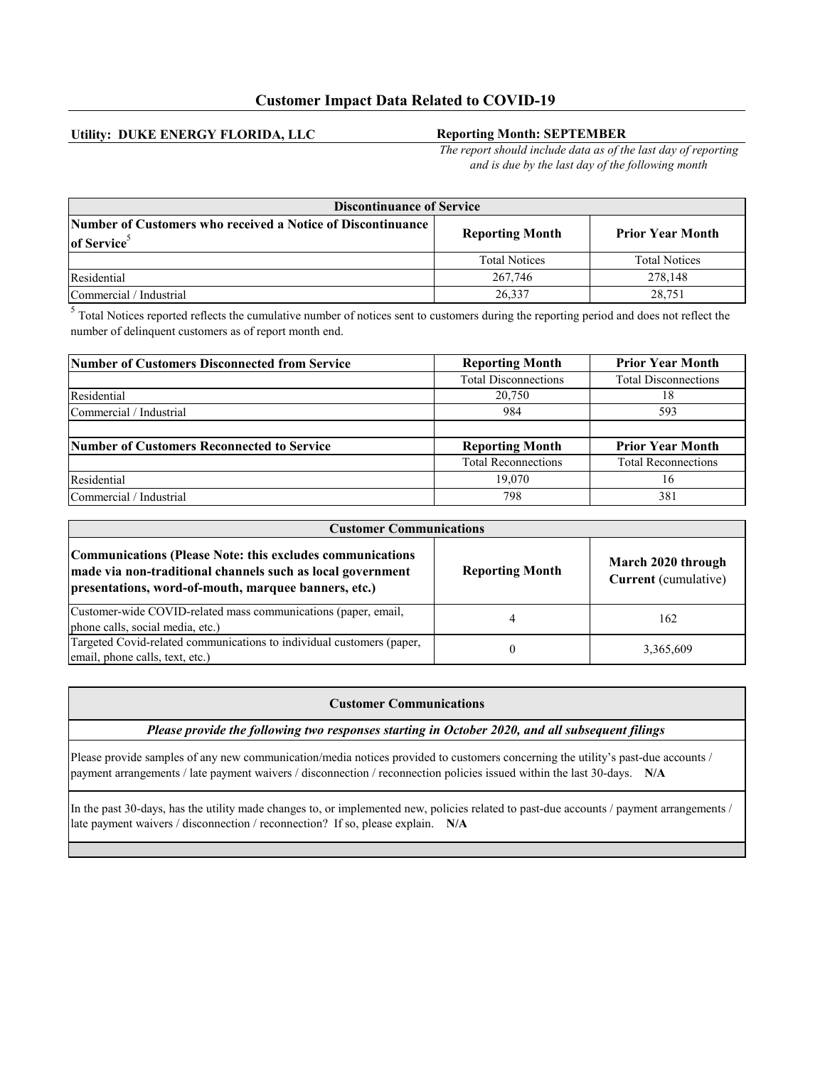## Customer Impact Data Related to COVID-19

**Utility: DUKE ENERGY FLORIDA, LLC**

**Reporting Month: SEPTEMBER**

*The report should include data as of the last day of reporting and is due by the last day of the following month*

| Discontinuance of Service | | |
|---|---|---|
| **Number of Customers who received a Notice of Discontinuance of Service[5]** | **Reporting Month** | **Prior Year Month** |
| | Total Notices | Total Notices |
| Residential | 267,746 | 278,148 |
| Commercial / Industrial | 26,337 | 28,751 |

[5] Total Notices reported reflects the cumulative number of notices sent to customers during the reporting period and does not reflect the number of delinquent customers as of report month end.

| **Number of Customers Disconnected from Service** | **Reporting Month** | **Prior Year Month** |
|---|---|---|
| | Total Disconnections | Total Disconnections |
| Residential | 20,750 | 18 |
| Commercial / Industrial | 984 | 593 |
| | | |
| **Number of Customers Reconnected to Service** | **Reporting Month** | **Prior Year Month** |
| | Total Reconnections | Total Reconnections |
| Residential | 19,070 | 16 |
| Commercial / Industrial | 798 | 381 |

| Customer Communications | | |
|---|---|---|
| **Communications (Please Note: this excludes communications made via non-traditional channels such as local government presentations, word-of-mouth, marquee banners, etc.)** | **Reporting Month** | **March 2020 through Current** (cumulative) |
| Customer-wide COVID-related mass communications (paper, email, phone calls, social media, etc.) | 4 | 162 |
| Targeted Covid-related communications to individual customers (paper, email, phone calls, text, etc.) | 0 | 3,365,609 |

### Customer Communications

***Please provide the following two responses starting in October 2020, and all subsequent filings***

Please provide samples of any new communication/media notices provided to customers concerning the utility's past-due accounts / payment arrangements / late payment waivers / disconnection / reconnection policies issued within the last 30-days. **N/A**

In the past 30-days, has the utility made changes to, or implemented new, policies related to past-due accounts / payment arrangements / late payment waivers / disconnection / reconnection? If so, please explain. **N/A**